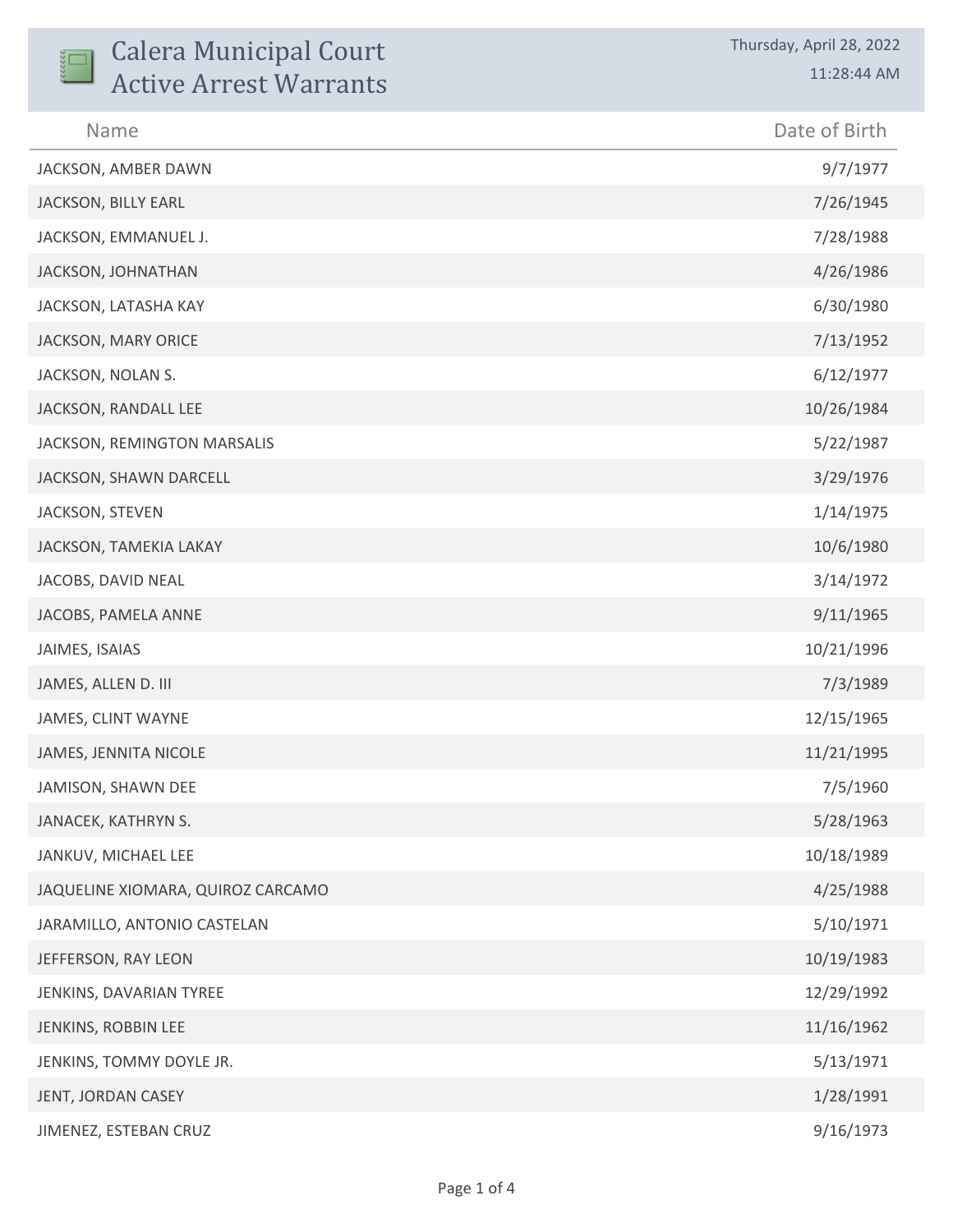# Calera Municipal Court
## Active Arrest Warrants

Thursday, April 28, 2022
11:28:44 AM

| Name | Date of Birth |
|---|---|
| JACKSON, AMBER DAWN | 9/7/1977 |
| JACKSON, BILLY EARL | 7/26/1945 |
| JACKSON, EMMANUEL J. | 7/28/1988 |
| JACKSON, JOHNATHAN | 4/26/1986 |
| JACKSON, LATASHA KAY | 6/30/1980 |
| JACKSON, MARY ORICE | 7/13/1952 |
| JACKSON, NOLAN S. | 6/12/1977 |
| JACKSON, RANDALL LEE | 10/26/1984 |
| JACKSON, REMINGTON MARSALIS | 5/22/1987 |
| JACKSON, SHAWN DARCELL | 3/29/1976 |
| JACKSON, STEVEN | 1/14/1975 |
| JACKSON, TAMEKIA LAKAY | 10/6/1980 |
| JACOBS, DAVID NEAL | 3/14/1972 |
| JACOBS, PAMELA ANNE | 9/11/1965 |
| JAIMES, ISAIAS | 10/21/1996 |
| JAMES, ALLEN D. III | 7/3/1989 |
| JAMES, CLINT WAYNE | 12/15/1965 |
| JAMES, JENNITA NICOLE | 11/21/1995 |
| JAMISON, SHAWN DEE | 7/5/1960 |
| JANACEK, KATHRYN S. | 5/28/1963 |
| JANKUV, MICHAEL LEE | 10/18/1989 |
| JAQUELINE XIOMARA, QUIROZ CARCAMO | 4/25/1988 |
| JARAMILLO, ANTONIO CASTELAN | 5/10/1971 |
| JEFFERSON, RAY LEON | 10/19/1983 |
| JENKINS, DAVARIAN TYREE | 12/29/1992 |
| JENKINS, ROBBIN LEE | 11/16/1962 |
| JENKINS, TOMMY DOYLE JR. | 5/13/1971 |
| JENT, JORDAN CASEY | 1/28/1991 |
| JIMENEZ, ESTEBAN CRUZ | 9/16/1973 |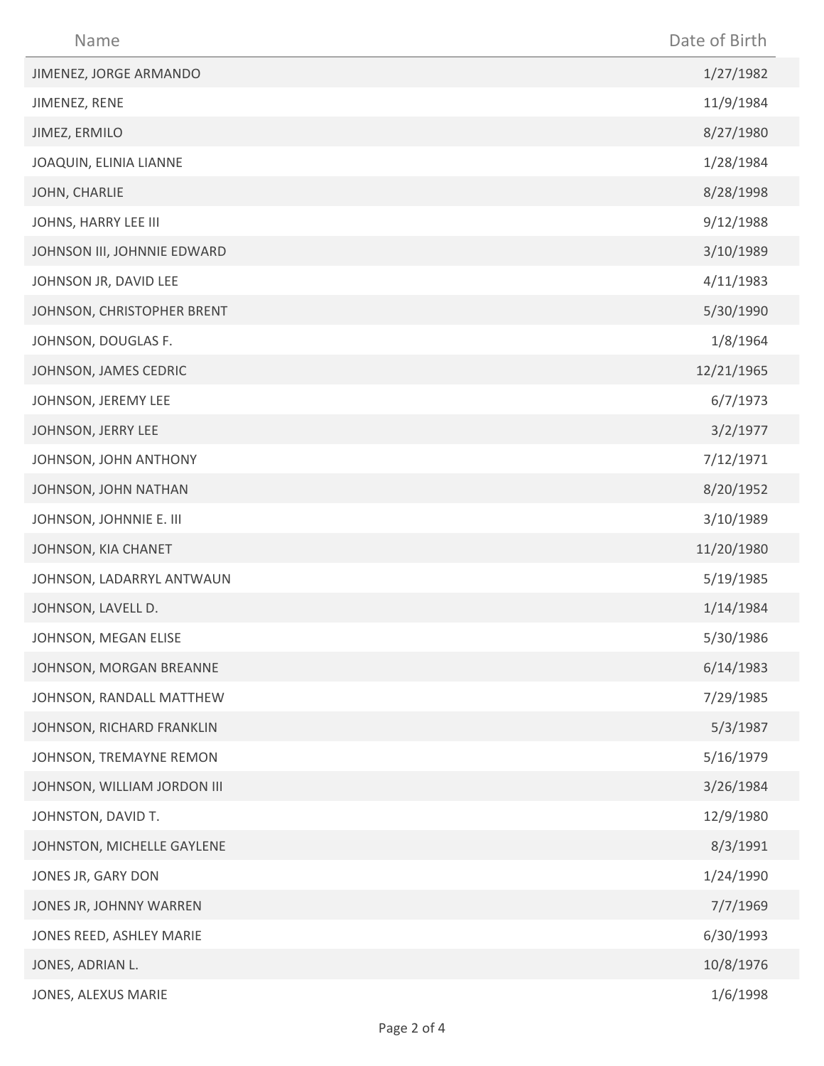| Name | Date of Birth |
| --- | --- |
| JIMENEZ, JORGE ARMANDO | 1/27/1982 |
| JIMENEZ, RENE | 11/9/1984 |
| JIMEZ, ERMILO | 8/27/1980 |
| JOAQUIN, ELINIA LIANNE | 1/28/1984 |
| JOHN, CHARLIE | 8/28/1998 |
| JOHNS, HARRY LEE III | 9/12/1988 |
| JOHNSON III, JOHNNIE EDWARD | 3/10/1989 |
| JOHNSON JR, DAVID LEE | 4/11/1983 |
| JOHNSON, CHRISTOPHER BRENT | 5/30/1990 |
| JOHNSON, DOUGLAS F. | 1/8/1964 |
| JOHNSON, JAMES CEDRIC | 12/21/1965 |
| JOHNSON, JEREMY LEE | 6/7/1973 |
| JOHNSON, JERRY LEE | 3/2/1977 |
| JOHNSON, JOHN ANTHONY | 7/12/1971 |
| JOHNSON, JOHN NATHAN | 8/20/1952 |
| JOHNSON, JOHNNIE E. III | 3/10/1989 |
| JOHNSON, KIA CHANET | 11/20/1980 |
| JOHNSON, LADARRYL ANTWAUN | 5/19/1985 |
| JOHNSON, LAVELL D. | 1/14/1984 |
| JOHNSON, MEGAN ELISE | 5/30/1986 |
| JOHNSON, MORGAN BREANNE | 6/14/1983 |
| JOHNSON, RANDALL MATTHEW | 7/29/1985 |
| JOHNSON, RICHARD FRANKLIN | 5/3/1987 |
| JOHNSON, TREMAYNE REMON | 5/16/1979 |
| JOHNSON, WILLIAM JORDON III | 3/26/1984 |
| JOHNSTON, DAVID T. | 12/9/1980 |
| JOHNSTON, MICHELLE GAYLENE | 8/3/1991 |
| JONES JR, GARY DON | 1/24/1990 |
| JONES JR, JOHNNY WARREN | 7/7/1969 |
| JONES REED, ASHLEY MARIE | 6/30/1993 |
| JONES, ADRIAN L. | 10/8/1976 |
| JONES, ALEXUS MARIE | 1/6/1998 |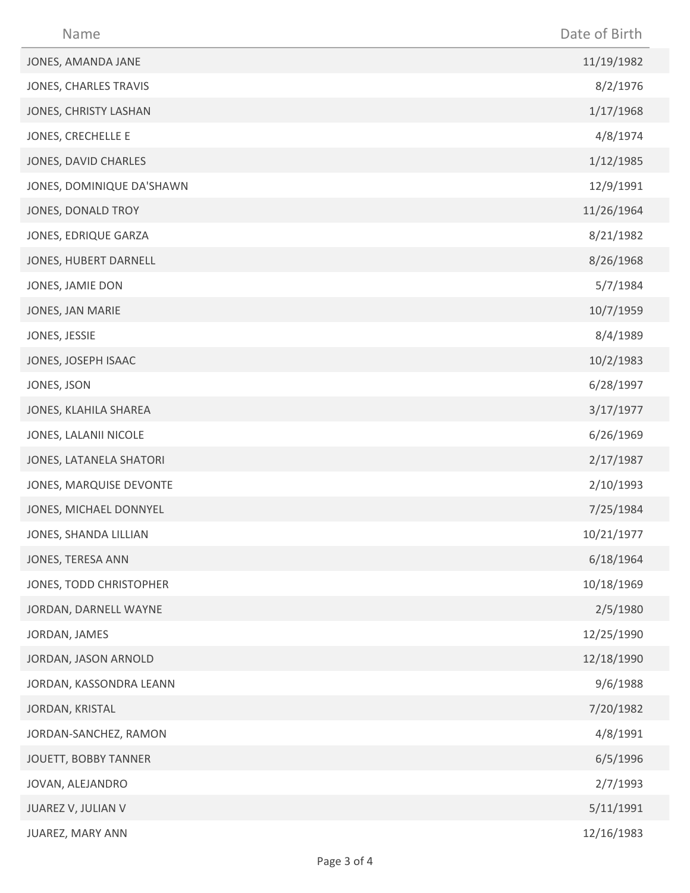| Name | Date of Birth |
|---|---|
| JONES, AMANDA JANE | 11/19/1982 |
| JONES, CHARLES TRAVIS | 8/2/1976 |
| JONES, CHRISTY LASHAN | 1/17/1968 |
| JONES, CRECHELLE E | 4/8/1974 |
| JONES, DAVID CHARLES | 1/12/1985 |
| JONES, DOMINIQUE DA'SHAWN | 12/9/1991 |
| JONES, DONALD TROY | 11/26/1964 |
| JONES, EDRIQUE GARZA | 8/21/1982 |
| JONES, HUBERT DARNELL | 8/26/1968 |
| JONES, JAMIE DON | 5/7/1984 |
| JONES, JAN MARIE | 10/7/1959 |
| JONES, JESSIE | 8/4/1989 |
| JONES, JOSEPH ISAAC | 10/2/1983 |
| JONES, JSON | 6/28/1997 |
| JONES, KLAHILA SHAREA | 3/17/1977 |
| JONES, LALANII NICOLE | 6/26/1969 |
| JONES, LATANELA SHATORI | 2/17/1987 |
| JONES, MARQUISE DEVONTE | 2/10/1993 |
| JONES, MICHAEL DONNYEL | 7/25/1984 |
| JONES, SHANDA LILLIAN | 10/21/1977 |
| JONES, TERESA ANN | 6/18/1964 |
| JONES, TODD CHRISTOPHER | 10/18/1969 |
| JORDAN, DARNELL WAYNE | 2/5/1980 |
| JORDAN, JAMES | 12/25/1990 |
| JORDAN, JASON ARNOLD | 12/18/1990 |
| JORDAN, KASSONDRA LEANN | 9/6/1988 |
| JORDAN, KRISTAL | 7/20/1982 |
| JORDAN-SANCHEZ, RAMON | 4/8/1991 |
| JOUETT, BOBBY TANNER | 6/5/1996 |
| JOVAN, ALEJANDRO | 2/7/1993 |
| JUAREZ V, JULIAN V | 5/11/1991 |
| JUAREZ, MARY ANN | 12/16/1983 |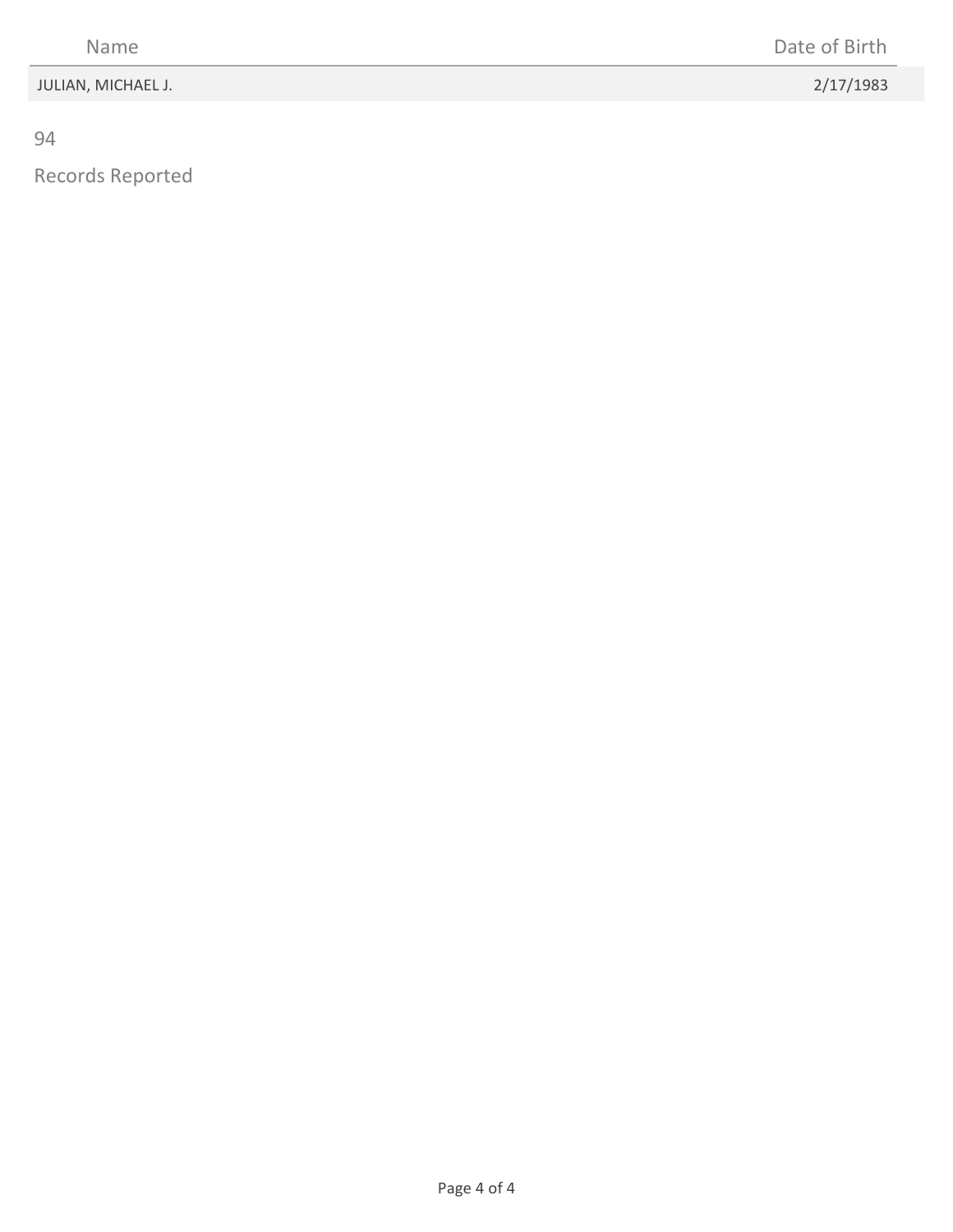| Name | Date of Birth |
| --- | --- |
| JULIAN, MICHAEL J. | 2/17/1983 |

94

Records Reported